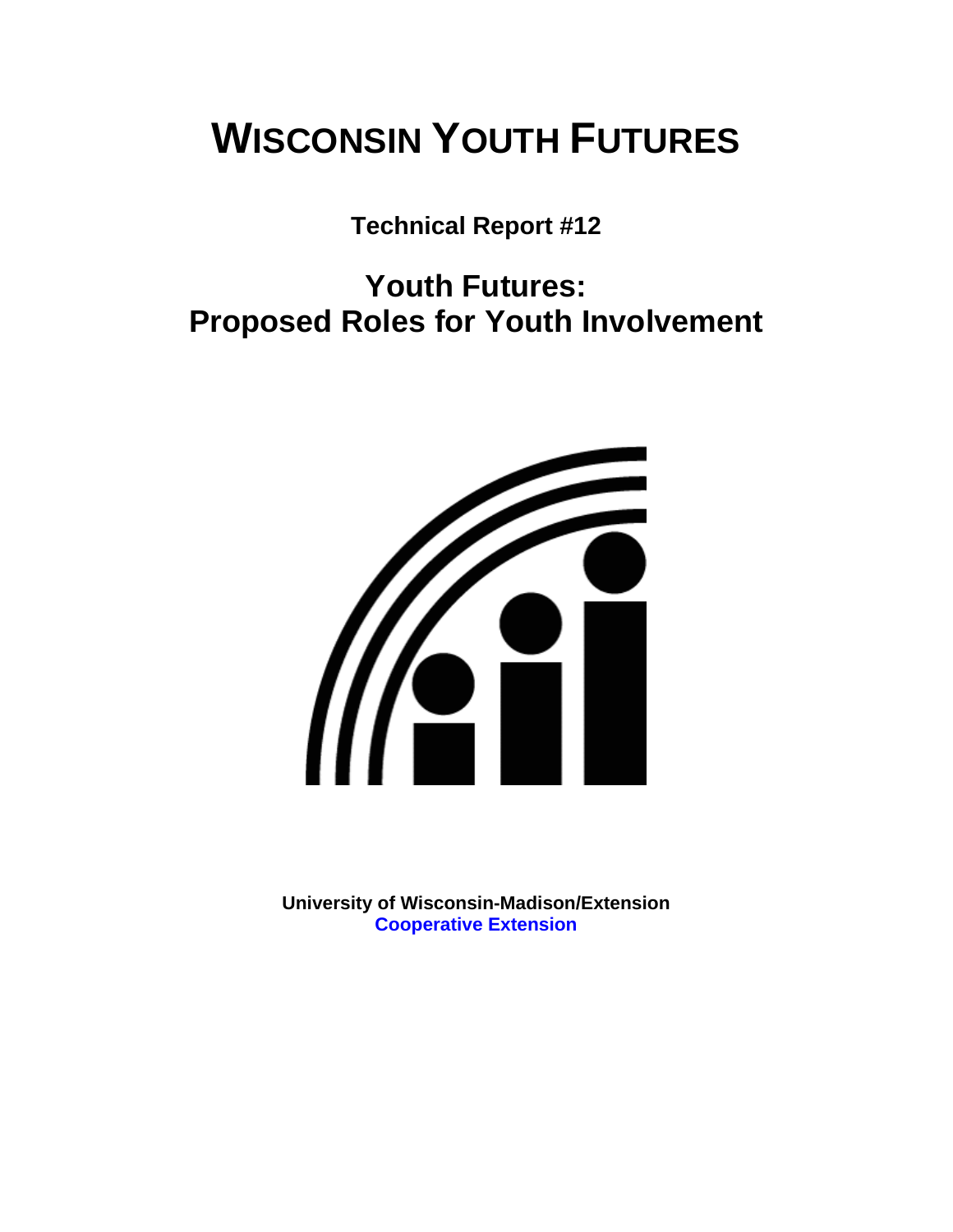# WISCONSIN YOUTH FUTURES

**Technical Report #12**

## Youth Futures:
## Proposed Roles for Youth Involvement

**University of Wisconsin-Madison/Extension**
**Cooperative Extension**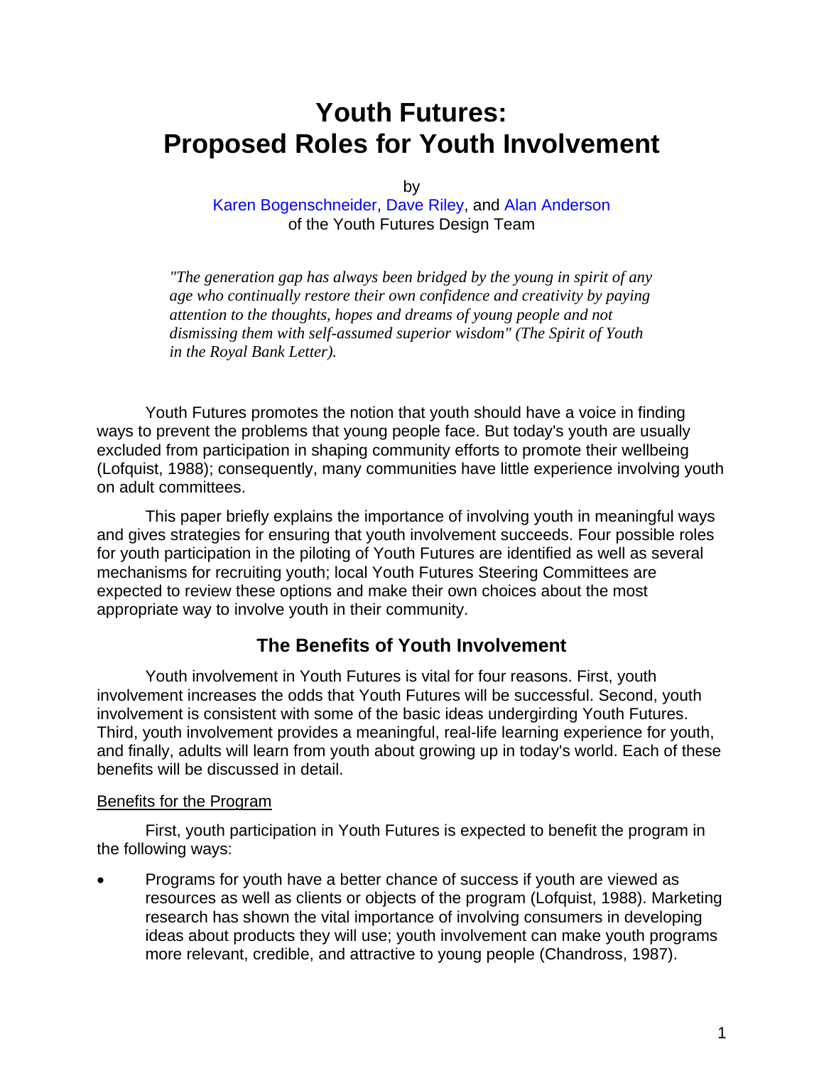# Youth Futures: Proposed Roles for Youth Involvement

by

Karen Bogenschneider, Dave Riley, and Alan Anderson
of the Youth Futures Design Team

> *"The generation gap has always been bridged by the young in spirit of any age who continually restore their own confidence and creativity by paying attention to the thoughts, hopes and dreams of young people and not dismissing them with self-assumed superior wisdom" (The Spirit of Youth in the Royal Bank Letter).*

Youth Futures promotes the notion that youth should have a voice in finding ways to prevent the problems that young people face. But today's youth are usually excluded from participation in shaping community efforts to promote their wellbeing (Lofquist, 1988); consequently, many communities have little experience involving youth on adult committees.

This paper briefly explains the importance of involving youth in meaningful ways and gives strategies for ensuring that youth involvement succeeds. Four possible roles for youth participation in the piloting of Youth Futures are identified as well as several mechanisms for recruiting youth; local Youth Futures Steering Committees are expected to review these options and make their own choices about the most appropriate way to involve youth in their community.

## The Benefits of Youth Involvement

Youth involvement in Youth Futures is vital for four reasons. First, youth involvement increases the odds that Youth Futures will be successful. Second, youth involvement is consistent with some of the basic ideas undergirding Youth Futures. Third, youth involvement provides a meaningful, real-life learning experience for youth, and finally, adults will learn from youth about growing up in today's world. Each of these benefits will be discussed in detail.

### Benefits for the Program

First, youth participation in Youth Futures is expected to benefit the program in the following ways:

- Programs for youth have a better chance of success if youth are viewed as resources as well as clients or objects of the program (Lofquist, 1988). Marketing research has shown the vital importance of involving consumers in developing ideas about products they will use; youth involvement can make youth programs more relevant, credible, and attractive to young people (Chandross, 1987).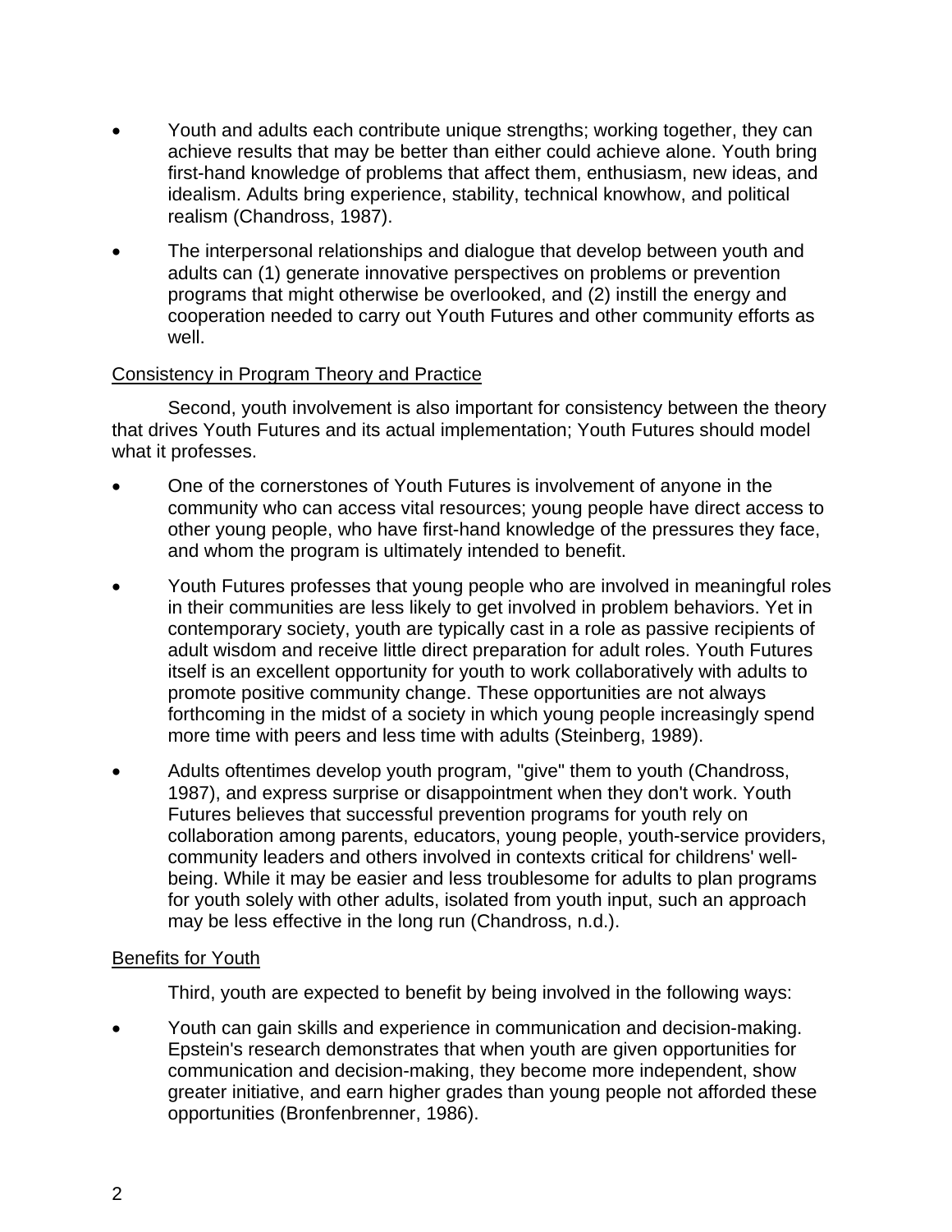- Youth and adults each contribute unique strengths; working together, they can achieve results that may be better than either could achieve alone. Youth bring first-hand knowledge of problems that affect them, enthusiasm, new ideas, and idealism. Adults bring experience, stability, technical knowhow, and political realism (Chandross, 1987).
- The interpersonal relationships and dialogue that develop between youth and adults can (1) generate innovative perspectives on problems or prevention programs that might otherwise be overlooked, and (2) instill the energy and cooperation needed to carry out Youth Futures and other community efforts as well.

<u>Consistency in Program Theory and Practice</u>

Second, youth involvement is also important for consistency between the theory that drives Youth Futures and its actual implementation; Youth Futures should model what it professes.

- One of the cornerstones of Youth Futures is involvement of anyone in the community who can access vital resources; young people have direct access to other young people, who have first-hand knowledge of the pressures they face, and whom the program is ultimately intended to benefit.
- Youth Futures professes that young people who are involved in meaningful roles in their communities are less likely to get involved in problem behaviors. Yet in contemporary society, youth are typically cast in a role as passive recipients of adult wisdom and receive little direct preparation for adult roles. Youth Futures itself is an excellent opportunity for youth to work collaboratively with adults to promote positive community change. These opportunities are not always forthcoming in the midst of a society in which young people increasingly spend more time with peers and less time with adults (Steinberg, 1989).
- Adults oftentimes develop youth program, "give" them to youth (Chandross, 1987), and express surprise or disappointment when they don't work. Youth Futures believes that successful prevention programs for youth rely on collaboration among parents, educators, young people, youth-service providers, community leaders and others involved in contexts critical for childrens' well-being. While it may be easier and less troublesome for adults to plan programs for youth solely with other adults, isolated from youth input, such an approach may be less effective in the long run (Chandross, n.d.).

<u>Benefits for Youth</u>

Third, youth are expected to benefit by being involved in the following ways:

- Youth can gain skills and experience in communication and decision-making. Epstein's research demonstrates that when youth are given opportunities for communication and decision-making, they become more independent, show greater initiative, and earn higher grades than young people not afforded these opportunities (Bronfenbrenner, 1986).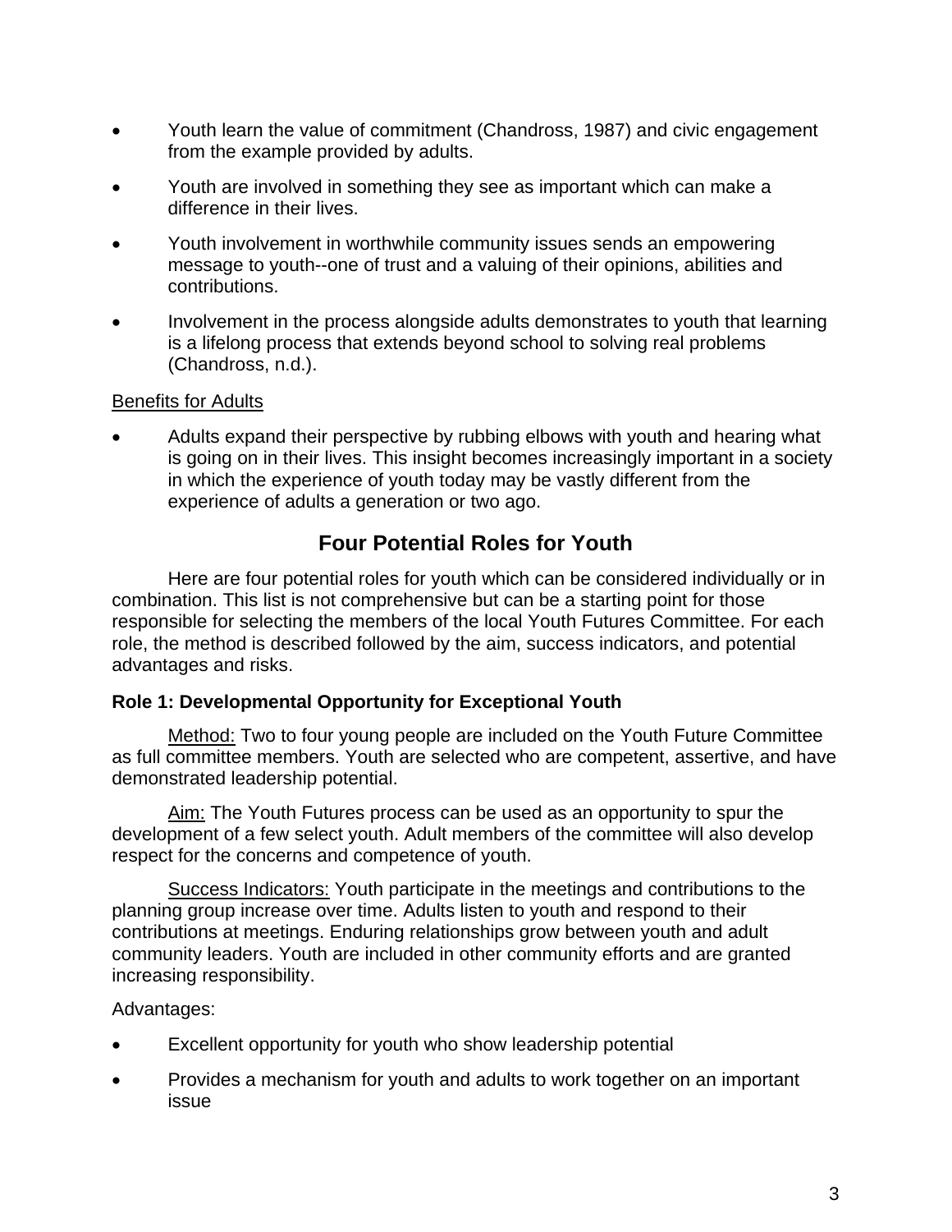- Youth learn the value of commitment (Chandross, 1987) and civic engagement from the example provided by adults.
- Youth are involved in something they see as important which can make a difference in their lives.
- Youth involvement in worthwhile community issues sends an empowering message to youth--one of trust and a valuing of their opinions, abilities and contributions.
- Involvement in the process alongside adults demonstrates to youth that learning is a lifelong process that extends beyond school to solving real problems (Chandross, n.d.).

Benefits for Adults

- Adults expand their perspective by rubbing elbows with youth and hearing what is going on in their lives. This insight becomes increasingly important in a society in which the experience of youth today may be vastly different from the experience of adults a generation or two ago.

## Four Potential Roles for Youth

Here are four potential roles for youth which can be considered individually or in combination. This list is not comprehensive but can be a starting point for those responsible for selecting the members of the local Youth Futures Committee. For each role, the method is described followed by the aim, success indicators, and potential advantages and risks.

### Role 1: Developmental Opportunity for Exceptional Youth

Method: Two to four young people are included on the Youth Future Committee as full committee members. Youth are selected who are competent, assertive, and have demonstrated leadership potential.

Aim: The Youth Futures process can be used as an opportunity to spur the development of a few select youth. Adult members of the committee will also develop respect for the concerns and competence of youth.

Success Indicators: Youth participate in the meetings and contributions to the planning group increase over time. Adults listen to youth and respond to their contributions at meetings. Enduring relationships grow between youth and adult community leaders. Youth are included in other community efforts and are granted increasing responsibility.

Advantages:

- Excellent opportunity for youth who show leadership potential
- Provides a mechanism for youth and adults to work together on an important issue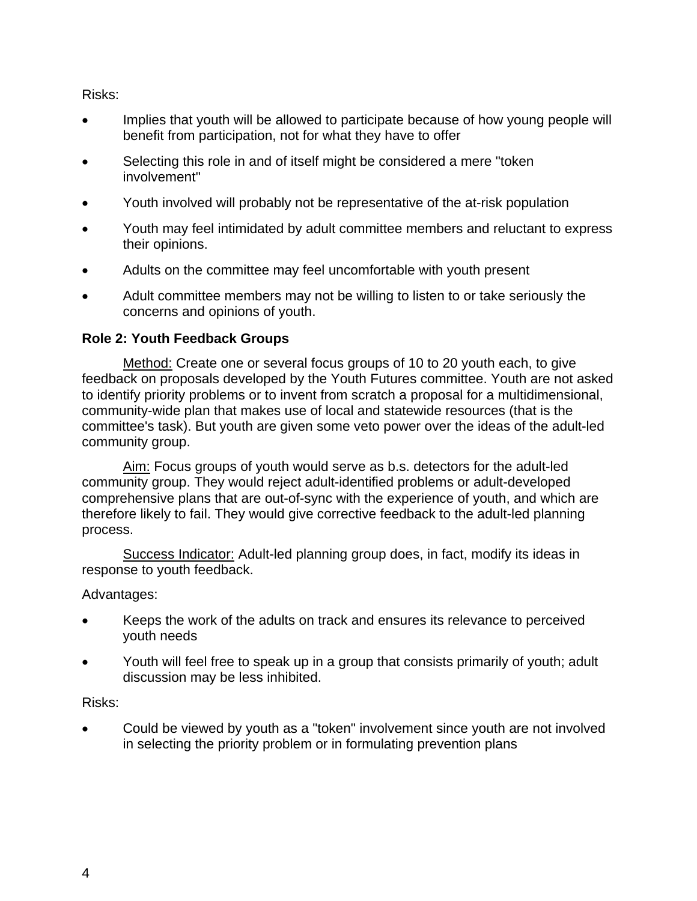Risks:

- Implies that youth will be allowed to participate because of how young people will benefit from participation, not for what they have to offer
- Selecting this role in and of itself might be considered a mere "token involvement"
- Youth involved will probably not be representative of the at-risk population
- Youth may feel intimidated by adult committee members and reluctant to express their opinions.
- Adults on the committee may feel uncomfortable with youth present
- Adult committee members may not be willing to listen to or take seriously the concerns and opinions of youth.

**Role 2: Youth Feedback Groups**

Method: Create one or several focus groups of 10 to 20 youth each, to give feedback on proposals developed by the Youth Futures committee. Youth are not asked to identify priority problems or to invent from scratch a proposal for a multidimensional, community-wide plan that makes use of local and statewide resources (that is the committee's task). But youth are given some veto power over the ideas of the adult-led community group.

Aim: Focus groups of youth would serve as b.s. detectors for the adult-led community group. They would reject adult-identified problems or adult-developed comprehensive plans that are out-of-sync with the experience of youth, and which are therefore likely to fail. They would give corrective feedback to the adult-led planning process.

Success Indicator: Adult-led planning group does, in fact, modify its ideas in response to youth feedback.

Advantages:

- Keeps the work of the adults on track and ensures its relevance to perceived youth needs
- Youth will feel free to speak up in a group that consists primarily of youth; adult discussion may be less inhibited.

Risks:

- Could be viewed by youth as a "token" involvement since youth are not involved in selecting the priority problem or in formulating prevention plans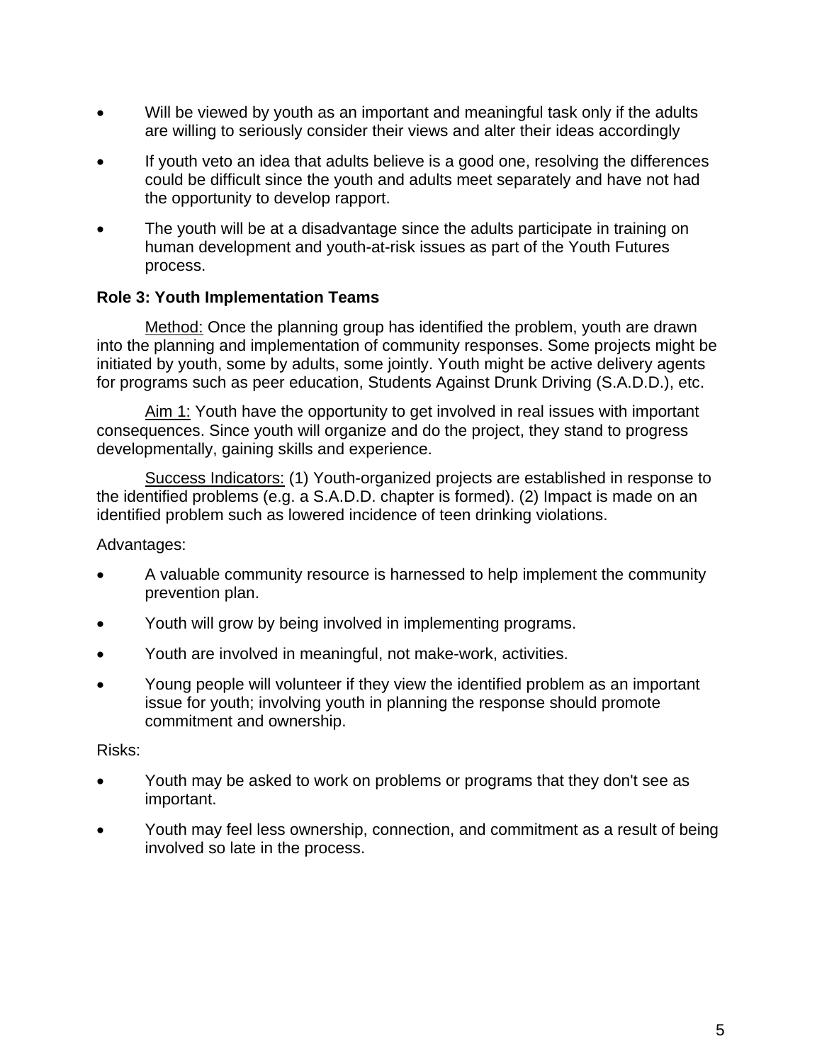- Will be viewed by youth as an important and meaningful task only if the adults are willing to seriously consider their views and alter their ideas accordingly

- If youth veto an idea that adults believe is a good one, resolving the differences could be difficult since the youth and adults meet separately and have not had the opportunity to develop rapport.

- The youth will be at a disadvantage since the adults participate in training on human development and youth-at-risk issues as part of the Youth Futures process.

**Role 3: Youth Implementation Teams**

Method: Once the planning group has identified the problem, youth are drawn into the planning and implementation of community responses. Some projects might be initiated by youth, some by adults, some jointly. Youth might be active delivery agents for programs such as peer education, Students Against Drunk Driving (S.A.D.D.), etc.

Aim 1: Youth have the opportunity to get involved in real issues with important consequences. Since youth will organize and do the project, they stand to progress developmentally, gaining skills and experience.

Success Indicators: (1) Youth-organized projects are established in response to the identified problems (e.g. a S.A.D.D. chapter is formed). (2) Impact is made on an identified problem such as lowered incidence of teen drinking violations.

Advantages:

- A valuable community resource is harnessed to help implement the community prevention plan.

- Youth will grow by being involved in implementing programs.

- Youth are involved in meaningful, not make-work, activities.

- Young people will volunteer if they view the identified problem as an important issue for youth; involving youth in planning the response should promote commitment and ownership.

Risks:

- Youth may be asked to work on problems or programs that they don't see as important.

- Youth may feel less ownership, connection, and commitment as a result of being involved so late in the process.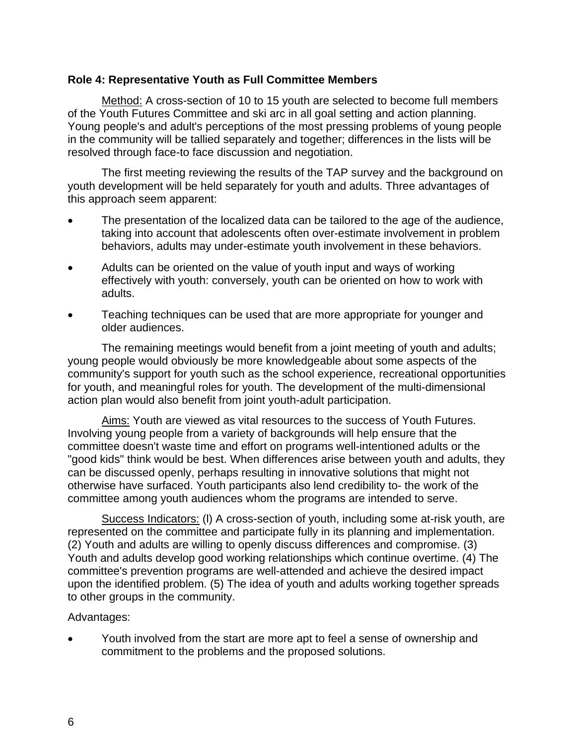**Role 4: Representative Youth as Full Committee Members**

Method: A cross-section of 10 to 15 youth are selected to become full members of the Youth Futures Committee and ski arc in all goal setting and action planning. Young people's and adult's perceptions of the most pressing problems of young people in the community will be tallied separately and together; differences in the lists will be resolved through face-to face discussion and negotiation.

The first meeting reviewing the results of the TAP survey and the background on youth development will be held separately for youth and adults. Three advantages of this approach seem apparent:

- The presentation of the localized data can be tailored to the age of the audience, taking into account that adolescents often over-estimate involvement in problem behaviors, adults may under-estimate youth involvement in these behaviors.
- Adults can be oriented on the value of youth input and ways of working effectively with youth: conversely, youth can be oriented on how to work with adults.
- Teaching techniques can be used that are more appropriate for younger and older audiences.

The remaining meetings would benefit from a joint meeting of youth and adults; young people would obviously be more knowledgeable about some aspects of the community's support for youth such as the school experience, recreational opportunities for youth, and meaningful roles for youth. The development of the multi-dimensional action plan would also benefit from joint youth-adult participation.

Aims: Youth are viewed as vital resources to the success of Youth Futures. Involving young people from a variety of backgrounds will help ensure that the committee doesn't waste time and effort on programs well-intentioned adults or the "good kids" think would be best. When differences arise between youth and adults, they can be discussed openly, perhaps resulting in innovative solutions that might not otherwise have surfaced. Youth participants also lend credibility to- the work of the committee among youth audiences whom the programs are intended to serve.

Success Indicators: (l) A cross-section of youth, including some at-risk youth, are represented on the committee and participate fully in its planning and implementation. (2) Youth and adults are willing to openly discuss differences and compromise. (3) Youth and adults develop good working relationships which continue overtime. (4) The committee's prevention programs are well-attended and achieve the desired impact upon the identified problem. (5) The idea of youth and adults working together spreads to other groups in the community.

Advantages:

- Youth involved from the start are more apt to feel a sense of ownership and commitment to the problems and the proposed solutions.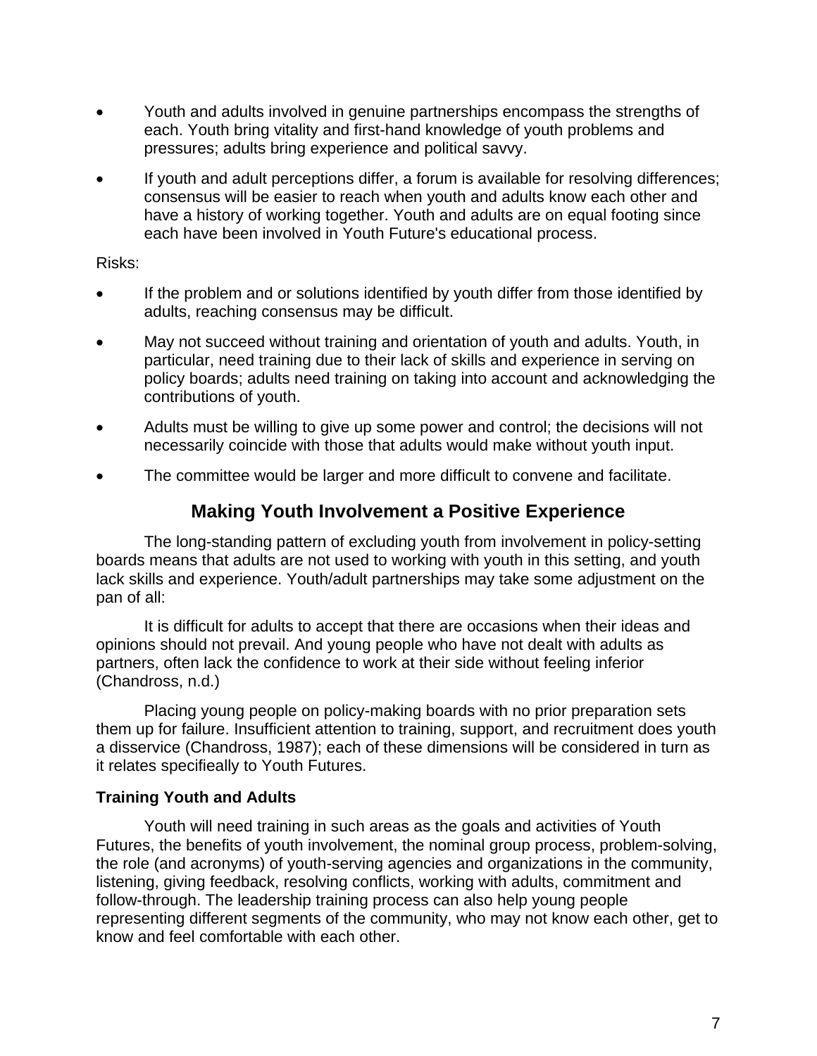- Youth and adults involved in genuine partnerships encompass the strengths of each. Youth bring vitality and first-hand knowledge of youth problems and pressures; adults bring experience and political savvy.
- If youth and adult perceptions differ, a forum is available for resolving differences; consensus will be easier to reach when youth and adults know each other and have a history of working together. Youth and adults are on equal footing since each have been involved in Youth Future's educational process.

Risks:

- If the problem and or solutions identified by youth differ from those identified by adults, reaching consensus may be difficult.
- May not succeed without training and orientation of youth and adults. Youth, in particular, need training due to their lack of skills and experience in serving on policy boards; adults need training on taking into account and acknowledging the contributions of youth.
- Adults must be willing to give up some power and control; the decisions will not necessarily coincide with those that adults would make without youth input.
- The committee would be larger and more difficult to convene and facilitate.

## Making Youth Involvement a Positive Experience

The long-standing pattern of excluding youth from involvement in policy-setting boards means that adults are not used to working with youth in this setting, and youth lack skills and experience. Youth/adult partnerships may take some adjustment on the pan of all:

It is difficult for adults to accept that there are occasions when their ideas and opinions should not prevail. And young people who have not dealt with adults as partners, often lack the confidence to work at their side without feeling inferior (Chandross, n.d.)

Placing young people on policy-making boards with no prior preparation sets them up for failure. Insufficient attention to training, support, and recruitment does youth a disservice (Chandross, 1987); each of these dimensions will be considered in turn as it relates specifieally to Youth Futures.

### Training Youth and Adults

Youth will need training in such areas as the goals and activities of Youth Futures, the benefits of youth involvement, the nominal group process, problem-solving, the role (and acronyms) of youth-serving agencies and organizations in the community, listening, giving feedback, resolving conflicts, working with adults, commitment and follow-through. The leadership training process can also help young people representing different segments of the community, who may not know each other, get to know and feel comfortable with each other.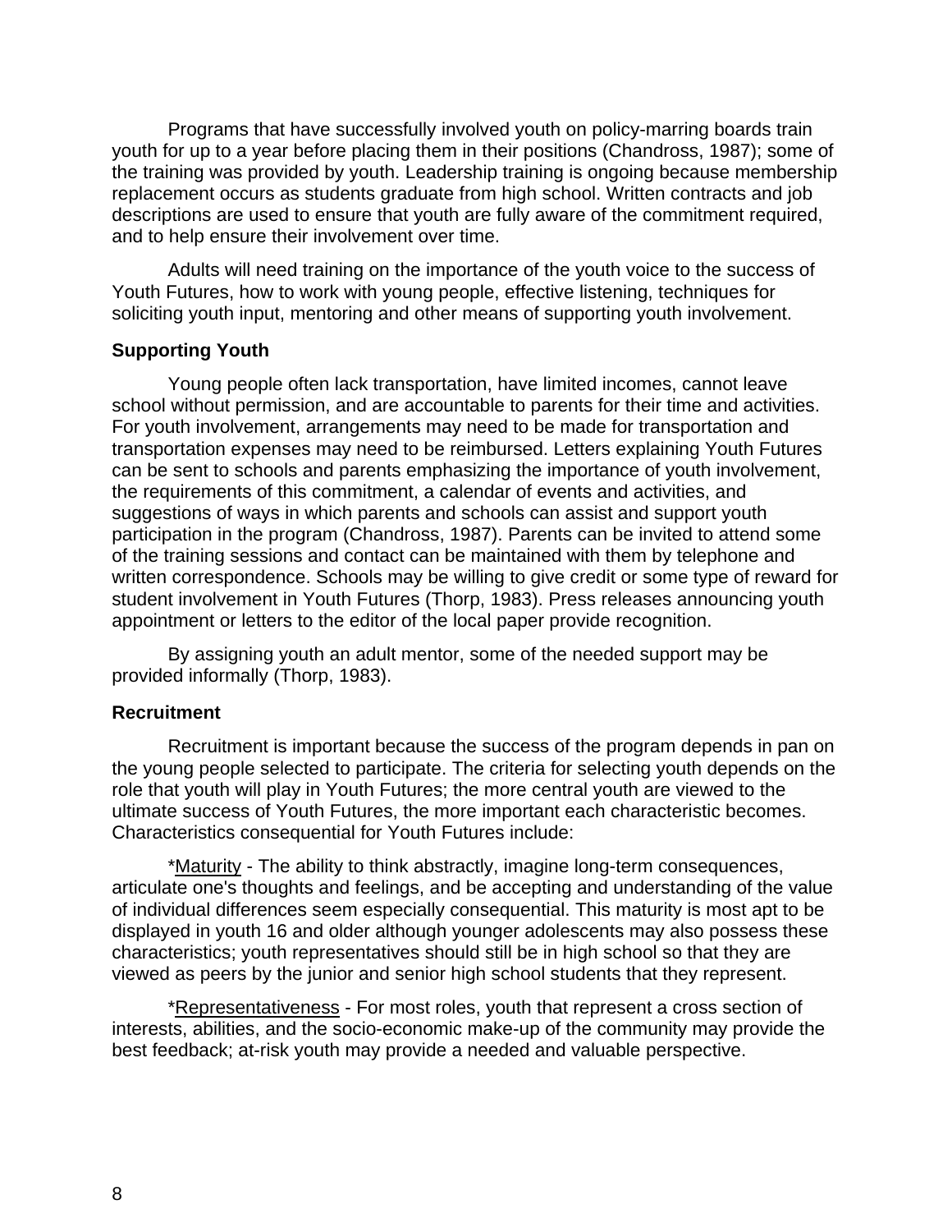Programs that have successfully involved youth on policy-marring boards train youth for up to a year before placing them in their positions (Chandross, 1987); some of the training was provided by youth. Leadership training is ongoing because membership replacement occurs as students graduate from high school. Written contracts and job descriptions are used to ensure that youth are fully aware of the commitment required, and to help ensure their involvement over time.

Adults will need training on the importance of the youth voice to the success of Youth Futures, how to work with young people, effective listening, techniques for soliciting youth input, mentoring and other means of supporting youth involvement.

**Supporting Youth**

Young people often lack transportation, have limited incomes, cannot leave school without permission, and are accountable to parents for their time and activities. For youth involvement, arrangements may need to be made for transportation and transportation expenses may need to be reimbursed. Letters explaining Youth Futures can be sent to schools and parents emphasizing the importance of youth involvement, the requirements of this commitment, a calendar of events and activities, and suggestions of ways in which parents and schools can assist and support youth participation in the program (Chandross, 1987). Parents can be invited to attend some of the training sessions and contact can be maintained with them by telephone and written correspondence. Schools may be willing to give credit or some type of reward for student involvement in Youth Futures (Thorp, 1983). Press releases announcing youth appointment or letters to the editor of the local paper provide recognition.

By assigning youth an adult mentor, some of the needed support may be provided informally (Thorp, 1983).

**Recruitment**

Recruitment is important because the success of the program depends in pan on the young people selected to participate. The criteria for selecting youth depends on the role that youth will play in Youth Futures; the more central youth are viewed to the ultimate success of Youth Futures, the more important each characteristic becomes. Characteristics consequential for Youth Futures include:

*Maturity - The ability to think abstractly, imagine long-term consequences, articulate one's thoughts and feelings, and be accepting and understanding of the value of individual differences seem especially consequential. This maturity is most apt to be displayed in youth 16 and older although younger adolescents may also possess these characteristics; youth representatives should still be in high school so that they are viewed as peers by the junior and senior high school students that they represent.

*Representativeness - For most roles, youth that represent a cross section of interests, abilities, and the socio-economic make-up of the community may provide the best feedback; at-risk youth may provide a needed and valuable perspective.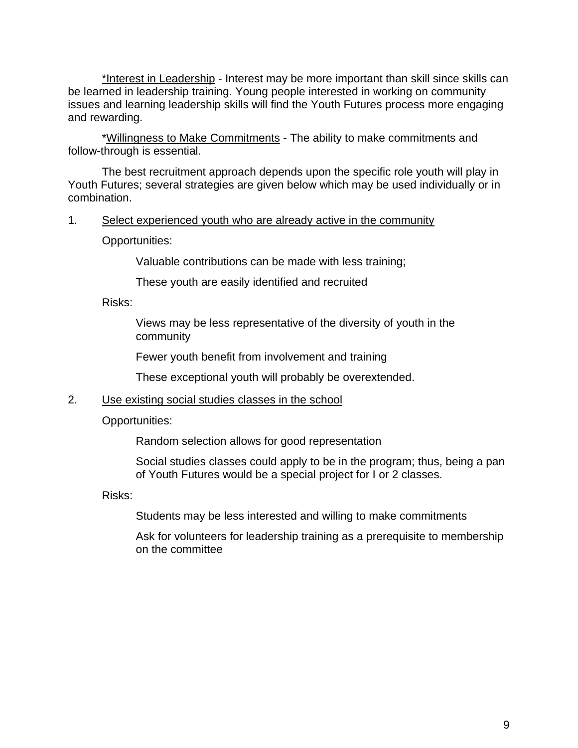*Interest in Leadership - Interest may be more important than skill since skills can be learned in leadership training. Young people interested in working on community issues and learning leadership skills will find the Youth Futures process more engaging and rewarding.

*Willingness to Make Commitments - The ability to make commitments and follow-through is essential.

The best recruitment approach depends upon the specific role youth will play in Youth Futures; several strategies are given below which may be used individually or in combination.

1. Select experienced youth who are already active in the community

   Opportunities:

   Valuable contributions can be made with less training;

   These youth are easily identified and recruited

   Risks:

   Views may be less representative of the diversity of youth in the community

   Fewer youth benefit from involvement and training

   These exceptional youth will probably be overextended.

2. Use existing social studies classes in the school

   Opportunities:

   Random selection allows for good representation

   Social studies classes could apply to be in the program; thus, being a pan of Youth Futures would be a special project for I or 2 classes.

   Risks:

   Students may be less interested and willing to make commitments

   Ask for volunteers for leadership training as a prerequisite to membership on the committee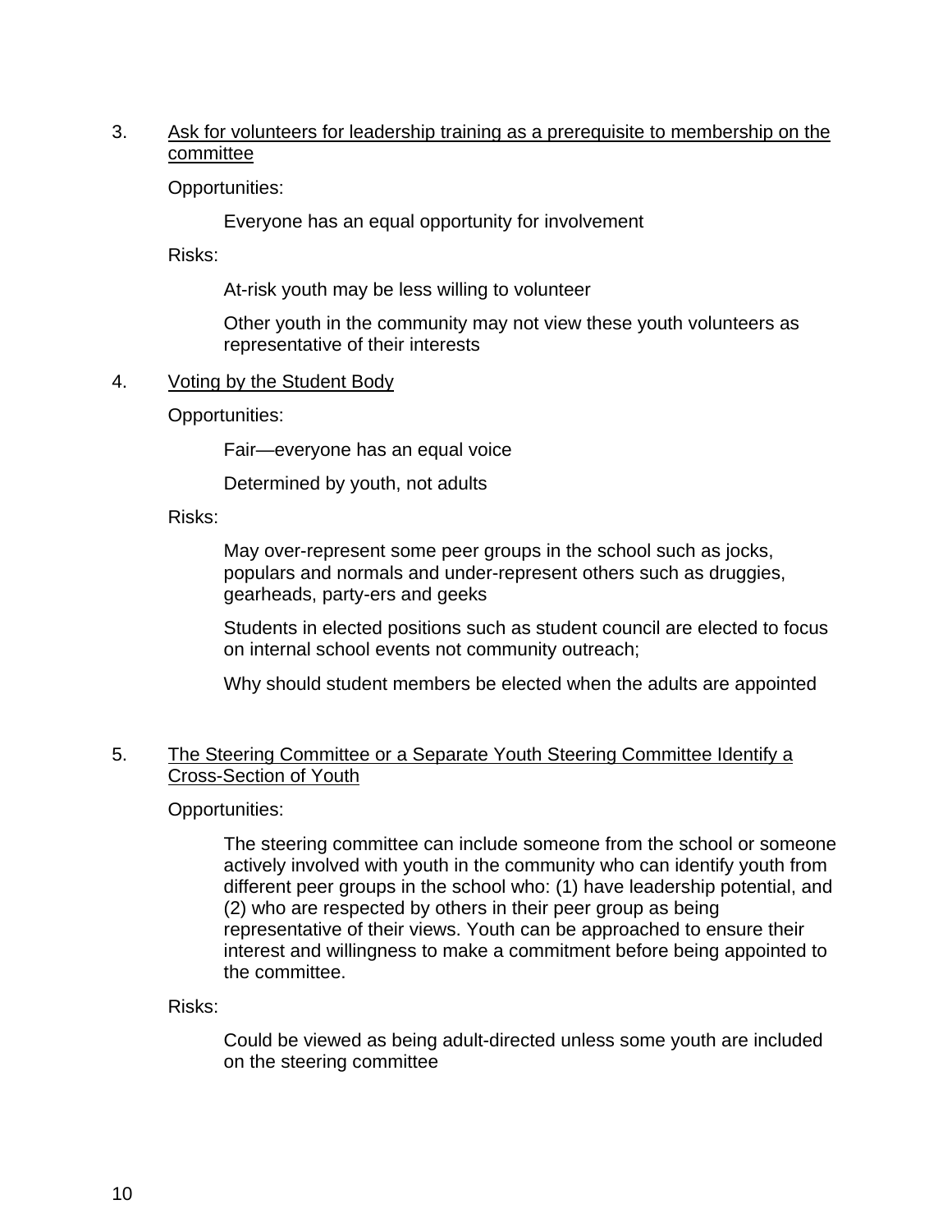3. Ask for volunteers for leadership training as a prerequisite to membership on the committee

   Opportunities:

   - Everyone has an equal opportunity for involvement

   Risks:

   - At-risk youth may be less willing to volunteer
   - Other youth in the community may not view these youth volunteers as representative of their interests

4. Voting by the Student Body

   Opportunities:

   - Fair—everyone has an equal voice
   - Determined by youth, not adults

   Risks:

   - May over-represent some peer groups in the school such as jocks, populars and normals and under-represent others such as druggies, gearheads, party-ers and geeks
   - Students in elected positions such as student council are elected to focus on internal school events not community outreach;
   - Why should student members be elected when the adults are appointed

5. The Steering Committee or a Separate Youth Steering Committee Identify a Cross-Section of Youth

   Opportunities:

   - The steering committee can include someone from the school or someone actively involved with youth in the community who can identify youth from different peer groups in the school who: (1) have leadership potential, and (2) who are respected by others in their peer group as being representative of their views. Youth can be approached to ensure their interest and willingness to make a commitment before being appointed to the committee.

   Risks:

   - Could be viewed as being adult-directed unless some youth are included on the steering committee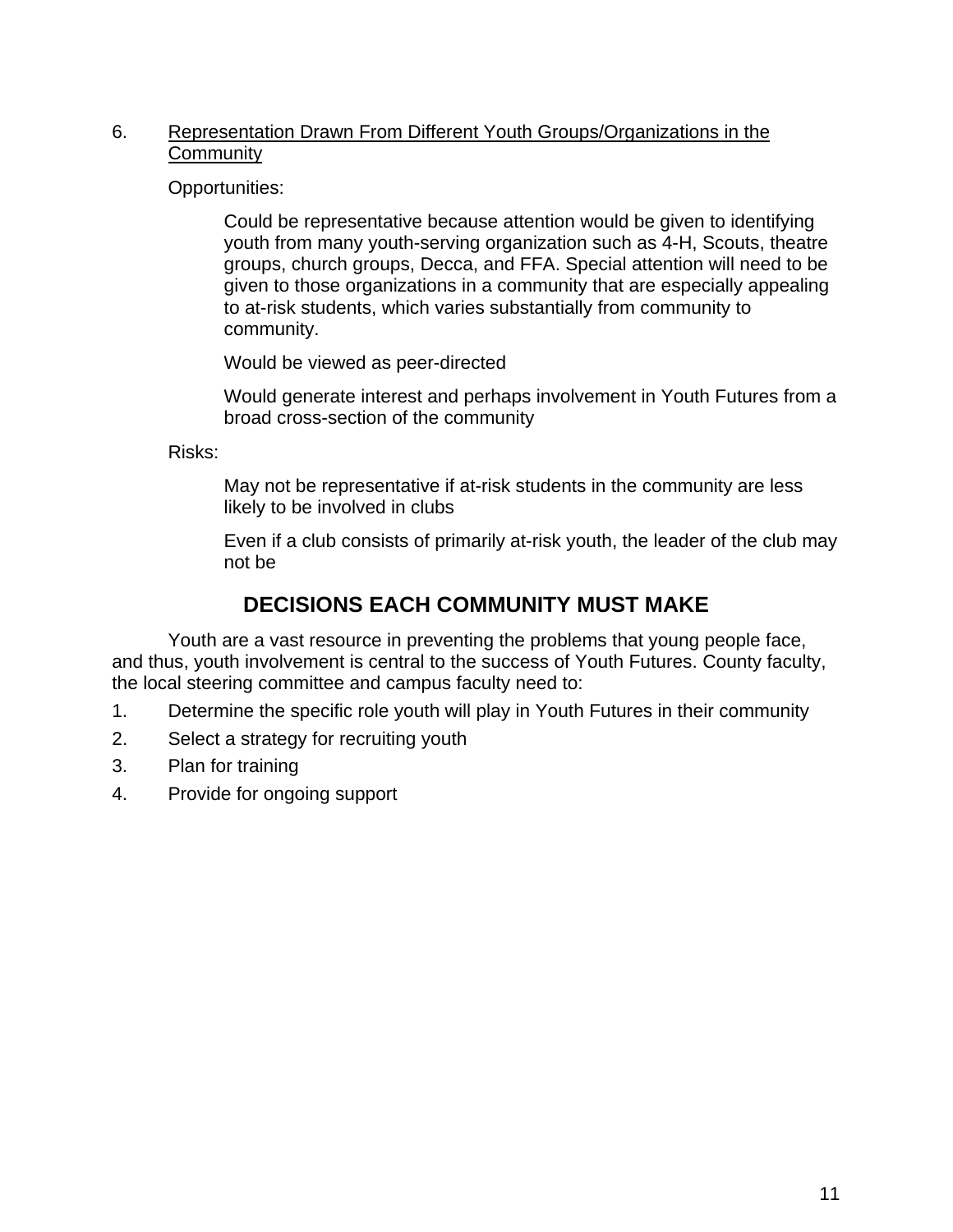6. <u>Representation Drawn From Different Youth Groups/Organizations in the Community</u>

   Opportunities:

   Could be representative because attention would be given to identifying youth from many youth-serving organization such as 4-H, Scouts, theatre groups, church groups, Decca, and FFA. Special attention will need to be given to those organizations in a community that are especially appealing to at-risk students, which varies substantially from community to community.

   Would be viewed as peer-directed

   Would generate interest and perhaps involvement in Youth Futures from a broad cross-section of the community

   Risks:

   May not be representative if at-risk students in the community are less likely to be involved in clubs

   Even if a club consists of primarily at-risk youth, the leader of the club may not be

## DECISIONS EACH COMMUNITY MUST MAKE

Youth are a vast resource in preventing the problems that young people face, and thus, youth involvement is central to the success of Youth Futures. County faculty, the local steering committee and campus faculty need to:

1. Determine the specific role youth will play in Youth Futures in their community
2. Select a strategy for recruiting youth
3. Plan for training
4. Provide for ongoing support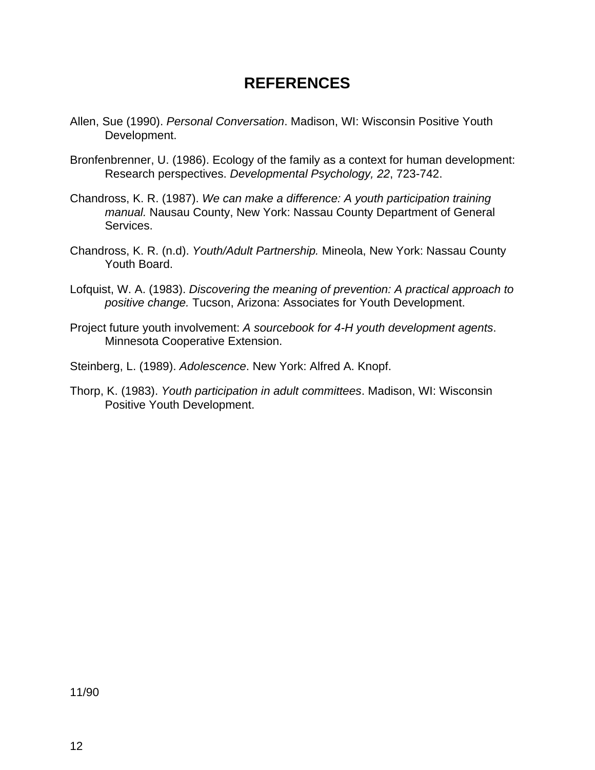# REFERENCES

Allen, Sue (1990). *Personal Conversation*. Madison, WI: Wisconsin Positive Youth Development.

Bronfenbrenner, U. (1986). Ecology of the family as a context for human development: Research perspectives. *Developmental Psychology, 22*, 723-742.

Chandross, K. R. (1987). *We can make a difference: A youth participation training manual.* Nausau County, New York: Nassau County Department of General Services.

Chandross, K. R. (n.d). *Youth/Adult Partnership.* Mineola, New York: Nassau County Youth Board.

Lofquist, W. A. (1983). *Discovering the meaning of prevention: A practical approach to positive change.* Tucson, Arizona: Associates for Youth Development.

Project future youth involvement: *A sourcebook for 4-H youth development agents*. Minnesota Cooperative Extension.

Steinberg, L. (1989). *Adolescence*. New York: Alfred A. Knopf.

Thorp, K. (1983). *Youth participation in adult committees*. Madison, WI: Wisconsin Positive Youth Development.

11/90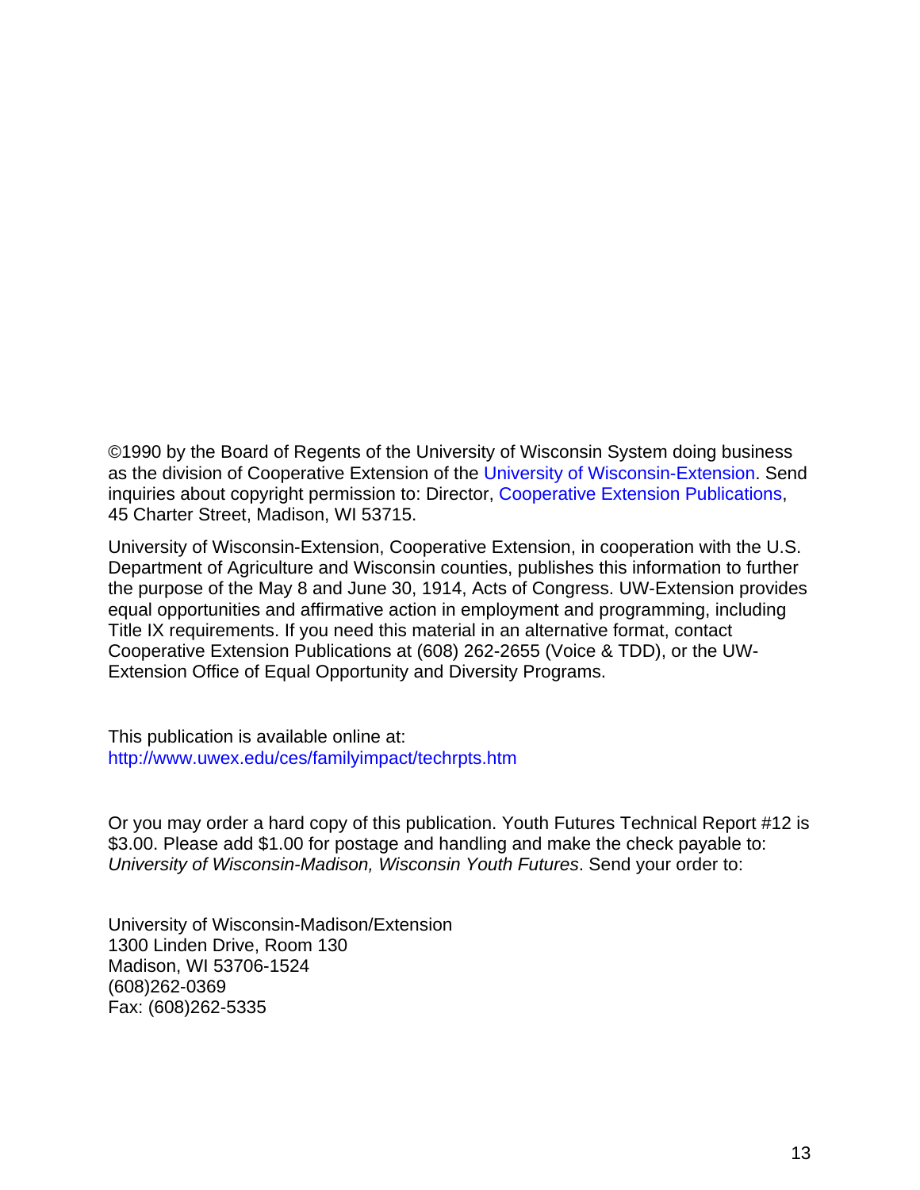©1990 by the Board of Regents of the University of Wisconsin System doing business as the division of Cooperative Extension of the University of Wisconsin-Extension. Send inquiries about copyright permission to: Director, Cooperative Extension Publications, 45 Charter Street, Madison, WI 53715.

University of Wisconsin-Extension, Cooperative Extension, in cooperation with the U.S. Department of Agriculture and Wisconsin counties, publishes this information to further the purpose of the May 8 and June 30, 1914, Acts of Congress. UW-Extension provides equal opportunities and affirmative action in employment and programming, including Title IX requirements. If you need this material in an alternative format, contact Cooperative Extension Publications at (608) 262-2655 (Voice & TDD), or the UW-Extension Office of Equal Opportunity and Diversity Programs.

This publication is available online at:
http://www.uwex.edu/ces/familyimpact/techrpts.htm

Or you may order a hard copy of this publication. Youth Futures Technical Report #12 is $3.00. Please add $1.00 for postage and handling and make the check payable to: *University of Wisconsin-Madison, Wisconsin Youth Futures*. Send your order to:

University of Wisconsin-Madison/Extension
1300 Linden Drive, Room 130
Madison, WI 53706-1524
(608)262-0369
Fax: (608)262-5335